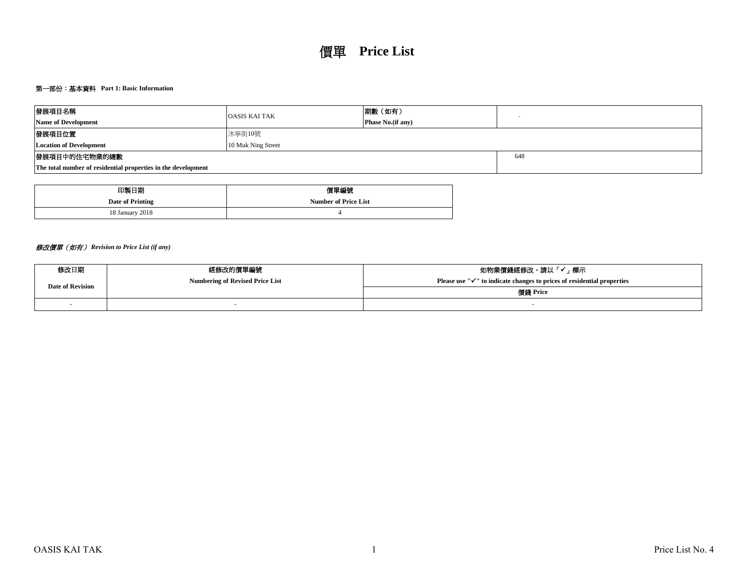# 價單 Price List

**第一部份：基本資料 Part 1: Basic Information**

| 發展項目名稱<br>**Name of Development** | OASIS KAI TAK | 期數（如有）<br>**Phase No.(if any)** | - |
|---|---|---|---|
| 發展項目位置<br>**Location of Development** | 沐寧街10號<br>10 Muk Ning Street | | |
| 發展項目中的住宅物業的總數<br>**The total number of residential properties in the development** | | | 648 |

| 印製日期<br>**Date of Printing** | 價單編號<br>**Number of Price List** |
|---|---|
| 18 January 2018 | 4 |

***修改價單（如有） Revision to Price List (if any)***

| 修改日期<br>**Date of Revision** | 經修改的價單編號<br>**Numbering of Revised Price List** | 如物業價錢經修改，請以「✓」標示<br>**Please use "✓" to indicate changes to prices of residential properties**<br>價錢 **Price** |
|---|---|---|
| - | - | - |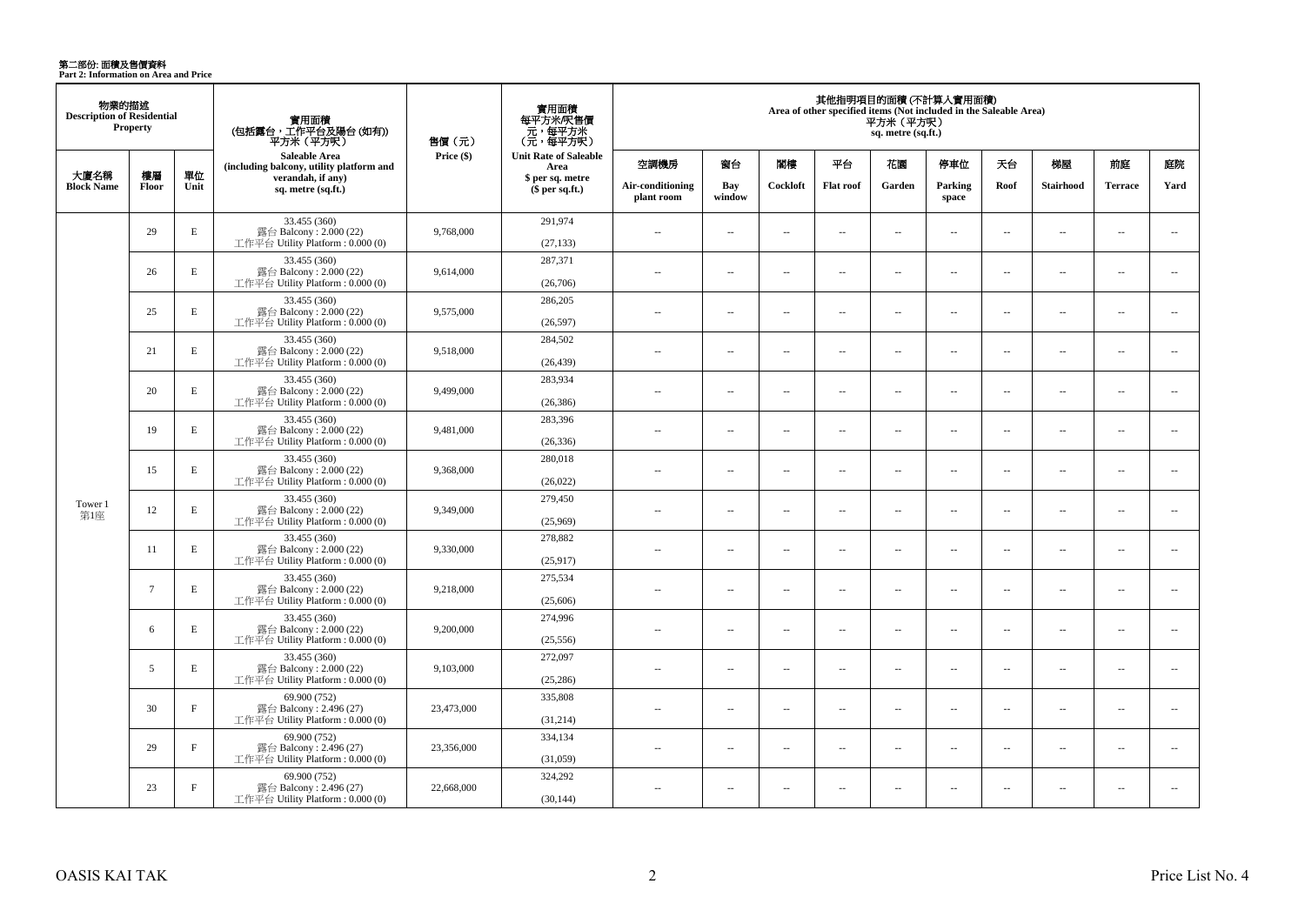# 第二部份: 面積及售價資料
**Part 2: Information on Area and Price**

| 物業的描述 Description of Residential Property | | | 實用面積 (包括露台，工作平台及陽台 (如有)) 平方米（平方呎） | 售價（元） | 實用面積 每平方米/呎售價 元，每平方米 (元，每平方呎) | 其他指明項目的面積 (不計算入實用面積) Area of other specified items (Not included in the Saleable Area) 平方米（平方呎） sq. metre (sq.ft.) | | | | | | | | | |
|---|---|---|---|---|---|---|---|---|---|---|---|---|---|---|---|
| 大廈名稱 Block Name | 樓層 Floor | 單位 Unit | Saleable Area (including balcony, utility platform and verandah, if any) sq. metre (sq.ft.) | Price ($) | Unit Rate of Saleable Area $ per sq. metre ($ per sq.ft.) | 空調機房 Air-conditioning plant room | 窗台 Bay window | 閣樓 Cockloft | 平台 Flat roof | 花園 Garden | 停車位 Parking space | 天台 Roof | 梯屋 Stairhood | 前庭 Terrace | 庭院 Yard |
| Tower 1 第1座 | 29 | E | 33.455 (360) 露台 Balcony : 2.000 (22) 工作平台 Utility Platform : 0.000 (0) | 9,768,000 | 291,974 (27,133) | -- | -- | -- | -- | -- | -- | -- | -- | -- | -- |
| | 26 | E | 33.455 (360) 露台 Balcony : 2.000 (22) 工作平台 Utility Platform : 0.000 (0) | 9,614,000 | 287,371 (26,706) | -- | -- | -- | -- | -- | -- | -- | -- | -- | -- |
| | 25 | E | 33.455 (360) 露台 Balcony : 2.000 (22) 工作平台 Utility Platform : 0.000 (0) | 9,575,000 | 286,205 (26,597) | -- | -- | -- | -- | -- | -- | -- | -- | -- | -- |
| | 21 | E | 33.455 (360) 露台 Balcony : 2.000 (22) 工作平台 Utility Platform : 0.000 (0) | 9,518,000 | 284,502 (26,439) | -- | -- | -- | -- | -- | -- | -- | -- | -- | -- |
| | 20 | E | 33.455 (360) 露台 Balcony : 2.000 (22) 工作平台 Utility Platform : 0.000 (0) | 9,499,000 | 283,934 (26,386) | -- | -- | -- | -- | -- | -- | -- | -- | -- | -- |
| | 19 | E | 33.455 (360) 露台 Balcony : 2.000 (22) 工作平台 Utility Platform : 0.000 (0) | 9,481,000 | 283,396 (26,336) | -- | -- | -- | -- | -- | -- | -- | -- | -- | -- |
| | 15 | E | 33.455 (360) 露台 Balcony : 2.000 (22) 工作平台 Utility Platform : 0.000 (0) | 9,368,000 | 280,018 (26,022) | -- | -- | -- | -- | -- | -- | -- | -- | -- | -- |
| | 12 | E | 33.455 (360) 露台 Balcony : 2.000 (22) 工作平台 Utility Platform : 0.000 (0) | 9,349,000 | 279,450 (25,969) | -- | -- | -- | -- | -- | -- | -- | -- | -- | -- |
| | 11 | E | 33.455 (360) 露台 Balcony : 2.000 (22) 工作平台 Utility Platform : 0.000 (0) | 9,330,000 | 278,882 (25,917) | -- | -- | -- | -- | -- | -- | -- | -- | -- | -- |
| | 7 | E | 33.455 (360) 露台 Balcony : 2.000 (22) 工作平台 Utility Platform : 0.000 (0) | 9,218,000 | 275,534 (25,606) | -- | -- | -- | -- | -- | -- | -- | -- | -- | -- |
| | 6 | E | 33.455 (360) 露台 Balcony : 2.000 (22) 工作平台 Utility Platform : 0.000 (0) | 9,200,000 | 274,996 (25,556) | -- | -- | -- | -- | -- | -- | -- | -- | -- | -- |
| | 5 | E | 33.455 (360) 露台 Balcony : 2.000 (22) 工作平台 Utility Platform : 0.000 (0) | 9,103,000 | 272,097 (25,286) | -- | -- | -- | -- | -- | -- | -- | -- | -- | -- |
| | 30 | F | 69.900 (752) 露台 Balcony : 2.496 (27) 工作平台 Utility Platform : 0.000 (0) | 23,473,000 | 335,808 (31,214) | -- | -- | -- | -- | -- | -- | -- | -- | -- | -- |
| | 29 | F | 69.900 (752) 露台 Balcony : 2.496 (27) 工作平台 Utility Platform : 0.000 (0) | 23,356,000 | 334,134 (31,059) | -- | -- | -- | -- | -- | -- | -- | -- | -- | -- |
| | 23 | F | 69.900 (752) 露台 Balcony : 2.496 (27) 工作平台 Utility Platform : 0.000 (0) | 22,668,000 | 324,292 (30,144) | -- | -- | -- | -- | -- | -- | -- | -- | -- | -- |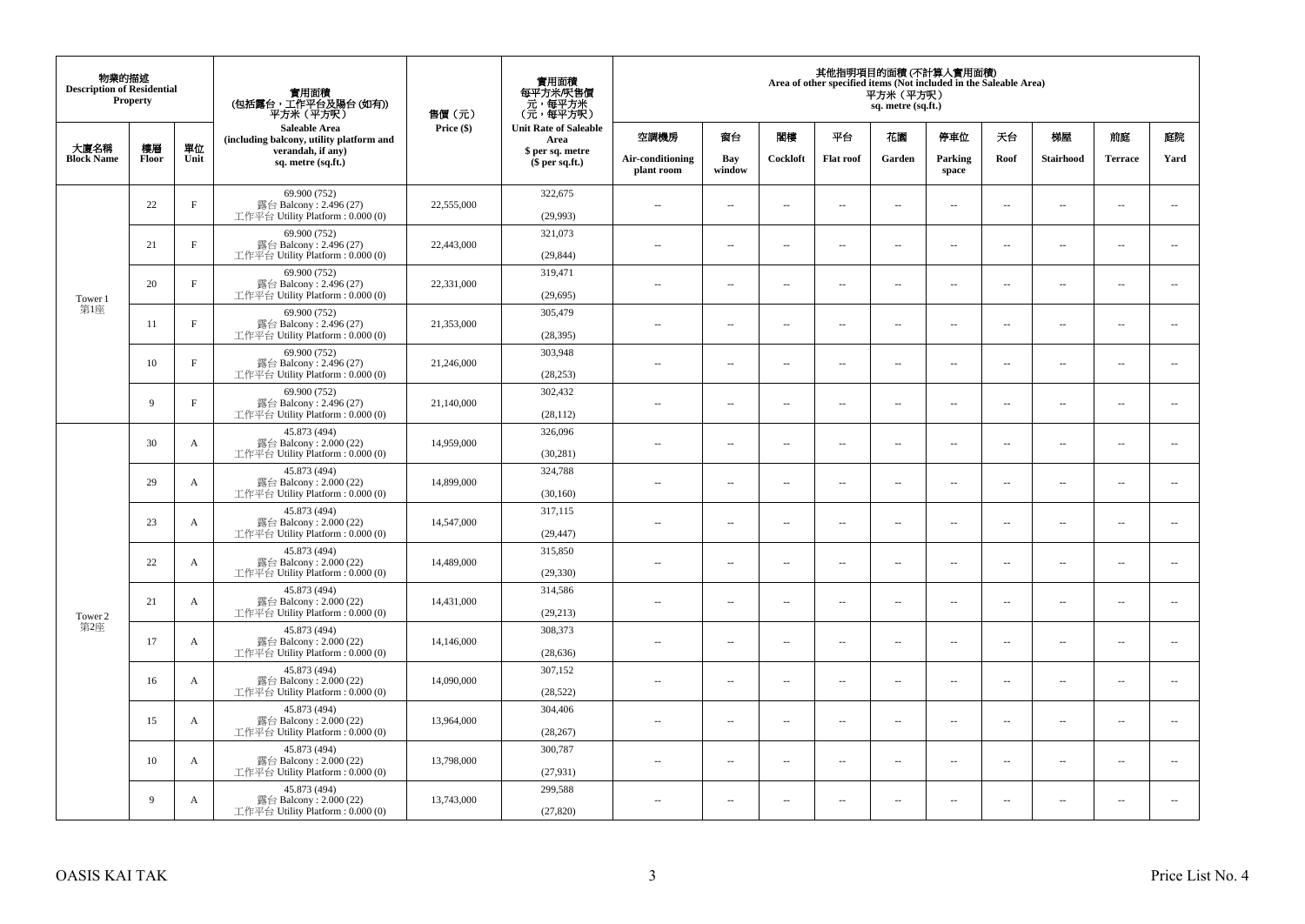| 物業的描述 Description of Residential Property | | | 實用面積 (包括露台，工作平台及陽台 (如有)) 平方米（平方呎） Saleable Area (including balcony, utility platform and verandah, if any) sq. metre (sq.ft.) | 售價（元） Price ($) | 實用面積 每平方米/呎售價 元，每平方米 (元，每平方呎) Unit Rate of Saleable Area $ per sq. metre ($ per sq.ft.) | 其他指明項目的面積 (不計算入實用面積) Area of other specified items (Not included in the Saleable Area) 平方米（平方呎） sq. metre (sq.ft.) | | | | | | | | | |
|---|---|---|---|---|---|---|---|---|---|---|---|---|---|---|---|
| 大廈名稱 Block Name | 樓層 Floor | 單位 Unit | | | | 空調機房 Air-conditioning plant room | 窗台 Bay window | 閣樓 Cockloft | 平台 Flat roof | 花園 Garden | 停車位 Parking space | 天台 Roof | 梯屋 Stairhood | 前庭 Terrace | 庭院 Yard |
| Tower 1 第1座 | 22 | F | 69.900 (752) 露台 Balcony : 2.496 (27) 工作平台 Utility Platform : 0.000 (0) | 22,555,000 | 322,675 (29,993) | -- | -- | -- | -- | -- | -- | -- | -- | -- | -- |
| | 21 | F | 69.900 (752) 露台 Balcony : 2.496 (27) 工作平台 Utility Platform : 0.000 (0) | 22,443,000 | 321,073 (29,844) | -- | -- | -- | -- | -- | -- | -- | -- | -- | -- |
| | 20 | F | 69.900 (752) 露台 Balcony : 2.496 (27) 工作平台 Utility Platform : 0.000 (0) | 22,331,000 | 319,471 (29,695) | -- | -- | -- | -- | -- | -- | -- | -- | -- | -- |
| | 11 | F | 69.900 (752) 露台 Balcony : 2.496 (27) 工作平台 Utility Platform : 0.000 (0) | 21,353,000 | 305,479 (28,395) | -- | -- | -- | -- | -- | -- | -- | -- | -- | -- |
| | 10 | F | 69.900 (752) 露台 Balcony : 2.496 (27) 工作平台 Utility Platform : 0.000 (0) | 21,246,000 | 303,948 (28,253) | -- | -- | -- | -- | -- | -- | -- | -- | -- | -- |
| | 9 | F | 69.900 (752) 露台 Balcony : 2.496 (27) 工作平台 Utility Platform : 0.000 (0) | 21,140,000 | 302,432 (28,112) | -- | -- | -- | -- | -- | -- | -- | -- | -- | -- |
| Tower 2 第2座 | 30 | A | 45.873 (494) 露台 Balcony : 2.000 (22) 工作平台 Utility Platform : 0.000 (0) | 14,959,000 | 326,096 (30,281) | -- | -- | -- | -- | -- | -- | -- | -- | -- | -- |
| | 29 | A | 45.873 (494) 露台 Balcony : 2.000 (22) 工作平台 Utility Platform : 0.000 (0) | 14,899,000 | 324,788 (30,160) | -- | -- | -- | -- | -- | -- | -- | -- | -- | -- |
| | 23 | A | 45.873 (494) 露台 Balcony : 2.000 (22) 工作平台 Utility Platform : 0.000 (0) | 14,547,000 | 317,115 (29,447) | -- | -- | -- | -- | -- | -- | -- | -- | -- | -- |
| | 22 | A | 45.873 (494) 露台 Balcony : 2.000 (22) 工作平台 Utility Platform : 0.000 (0) | 14,489,000 | 315,850 (29,330) | -- | -- | -- | -- | -- | -- | -- | -- | -- | -- |
| | 21 | A | 45.873 (494) 露台 Balcony : 2.000 (22) 工作平台 Utility Platform : 0.000 (0) | 14,431,000 | 314,586 (29,213) | -- | -- | -- | -- | -- | -- | -- | -- | -- | -- |
| | 17 | A | 45.873 (494) 露台 Balcony : 2.000 (22) 工作平台 Utility Platform : 0.000 (0) | 14,146,000 | 308,373 (28,636) | -- | -- | -- | -- | -- | -- | -- | -- | -- | -- |
| | 16 | A | 45.873 (494) 露台 Balcony : 2.000 (22) 工作平台 Utility Platform : 0.000 (0) | 14,090,000 | 307,152 (28,522) | -- | -- | -- | -- | -- | -- | -- | -- | -- | -- |
| | 15 | A | 45.873 (494) 露台 Balcony : 2.000 (22) 工作平台 Utility Platform : 0.000 (0) | 13,964,000 | 304,406 (28,267) | -- | -- | -- | -- | -- | -- | -- | -- | -- | -- |
| | 10 | A | 45.873 (494) 露台 Balcony : 2.000 (22) 工作平台 Utility Platform : 0.000 (0) | 13,798,000 | 300,787 (27,931) | -- | -- | -- | -- | -- | -- | -- | -- | -- | -- |
| | 9 | A | 45.873 (494) 露台 Balcony : 2.000 (22) 工作平台 Utility Platform : 0.000 (0) | 13,743,000 | 299,588 (27,820) | -- | -- | -- | -- | -- | -- | -- | -- | -- | -- |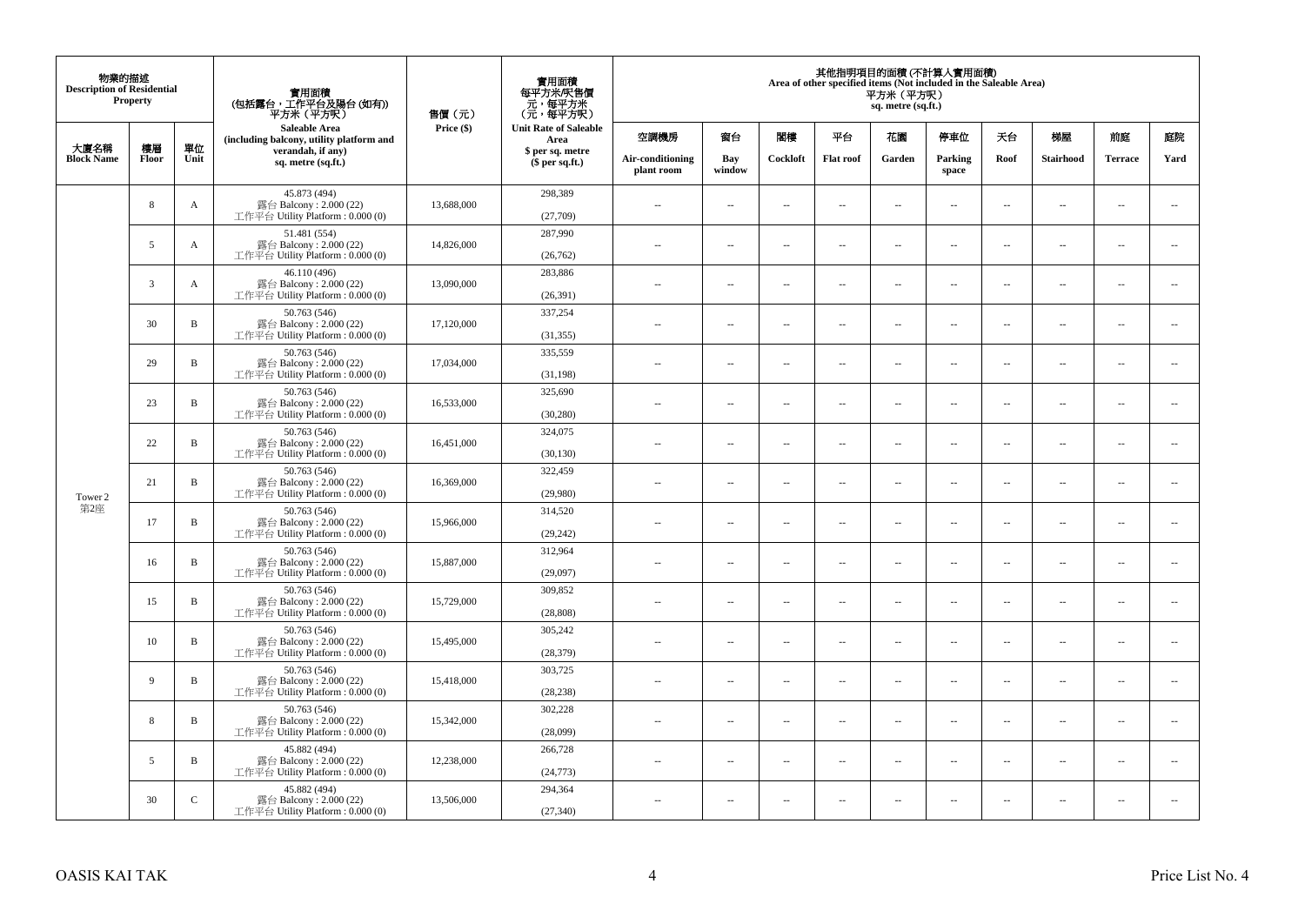| 物業的描述 Description of Residential Property | | | 實用面積 (包括露台，工作平台及陽台 (如有)) 平方米（平方呎） Saleable Area (including balcony, utility platform and verandah, if any) sq. metre (sq.ft.) | 售價（元） Price ($) | 實用面積 每平方米/呎售價 元，每平方米 (元，每平方呎) Unit Rate of Saleable Area $ per sq. metre ($ per sq.ft.) | 其他指明項目的面積 (不計算入實用面積) Area of other specified items (Not included in the Saleable Area) 平方米（平方呎） sq. metre (sq.ft.) | | | | | | | | | |
|---|---|---|---|---|---|---|---|---|---|---|---|---|---|---|---|
| 大廈名稱 Block Name | 樓層 Floor | 單位 Unit | | | | 空調機房 Air-conditioning plant room | 窗台 Bay window | 閣樓 Cockloft | 平台 Flat roof | 花園 Garden | 停車位 Parking space | 天台 Roof | 梯屋 Stairhood | 前庭 Terrace | 庭院 Yard |
| Tower 2 第2座 | 8 | A | 45.873 (494) 露台 Balcony : 2.000 (22) 工作平台 Utility Platform : 0.000 (0) | 13,688,000 | 298,389 (27,709) | -- | -- | -- | -- | -- | -- | -- | -- | -- | -- |
| | 5 | A | 51.481 (554) 露台 Balcony : 2.000 (22) 工作平台 Utility Platform : 0.000 (0) | 14,826,000 | 287,990 (26,762) | -- | -- | -- | -- | -- | -- | -- | -- | -- | -- |
| | 3 | A | 46.110 (496) 露台 Balcony : 2.000 (22) 工作平台 Utility Platform : 0.000 (0) | 13,090,000 | 283,886 (26,391) | -- | -- | -- | -- | -- | -- | -- | -- | -- | -- |
| | 30 | B | 50.763 (546) 露台 Balcony : 2.000 (22) 工作平台 Utility Platform : 0.000 (0) | 17,120,000 | 337,254 (31,355) | -- | -- | -- | -- | -- | -- | -- | -- | -- | -- |
| | 29 | B | 50.763 (546) 露台 Balcony : 2.000 (22) 工作平台 Utility Platform : 0.000 (0) | 17,034,000 | 335,559 (31,198) | -- | -- | -- | -- | -- | -- | -- | -- | -- | -- |
| | 23 | B | 50.763 (546) 露台 Balcony : 2.000 (22) 工作平台 Utility Platform : 0.000 (0) | 16,533,000 | 325,690 (30,280) | -- | -- | -- | -- | -- | -- | -- | -- | -- | -- |
| | 22 | B | 50.763 (546) 露台 Balcony : 2.000 (22) 工作平台 Utility Platform : 0.000 (0) | 16,451,000 | 324,075 (30,130) | -- | -- | -- | -- | -- | -- | -- | -- | -- | -- |
| | 21 | B | 50.763 (546) 露台 Balcony : 2.000 (22) 工作平台 Utility Platform : 0.000 (0) | 16,369,000 | 322,459 (29,980) | -- | -- | -- | -- | -- | -- | -- | -- | -- | -- |
| | 17 | B | 50.763 (546) 露台 Balcony : 2.000 (22) 工作平台 Utility Platform : 0.000 (0) | 15,966,000 | 314,520 (29,242) | -- | -- | -- | -- | -- | -- | -- | -- | -- | -- |
| | 16 | B | 50.763 (546) 露台 Balcony : 2.000 (22) 工作平台 Utility Platform : 0.000 (0) | 15,887,000 | 312,964 (29,097) | -- | -- | -- | -- | -- | -- | -- | -- | -- | -- |
| | 15 | B | 50.763 (546) 露台 Balcony : 2.000 (22) 工作平台 Utility Platform : 0.000 (0) | 15,729,000 | 309,852 (28,808) | -- | -- | -- | -- | -- | -- | -- | -- | -- | -- |
| | 10 | B | 50.763 (546) 露台 Balcony : 2.000 (22) 工作平台 Utility Platform : 0.000 (0) | 15,495,000 | 305,242 (28,379) | -- | -- | -- | -- | -- | -- | -- | -- | -- | -- |
| | 9 | B | 50.763 (546) 露台 Balcony : 2.000 (22) 工作平台 Utility Platform : 0.000 (0) | 15,418,000 | 303,725 (28,238) | -- | -- | -- | -- | -- | -- | -- | -- | -- | -- |
| | 8 | B | 50.763 (546) 露台 Balcony : 2.000 (22) 工作平台 Utility Platform : 0.000 (0) | 15,342,000 | 302,228 (28,099) | -- | -- | -- | -- | -- | -- | -- | -- | -- | -- |
| | 5 | B | 45.882 (494) 露台 Balcony : 2.000 (22) 工作平台 Utility Platform : 0.000 (0) | 12,238,000 | 266,728 (24,773) | -- | -- | -- | -- | -- | -- | -- | -- | -- | -- |
| | 30 | C | 45.882 (494) 露台 Balcony : 2.000 (22) 工作平台 Utility Platform : 0.000 (0) | 13,506,000 | 294,364 (27,340) | -- | -- | -- | -- | -- | -- | -- | -- | -- | -- |

OASIS KAI TAK

Price List No. 4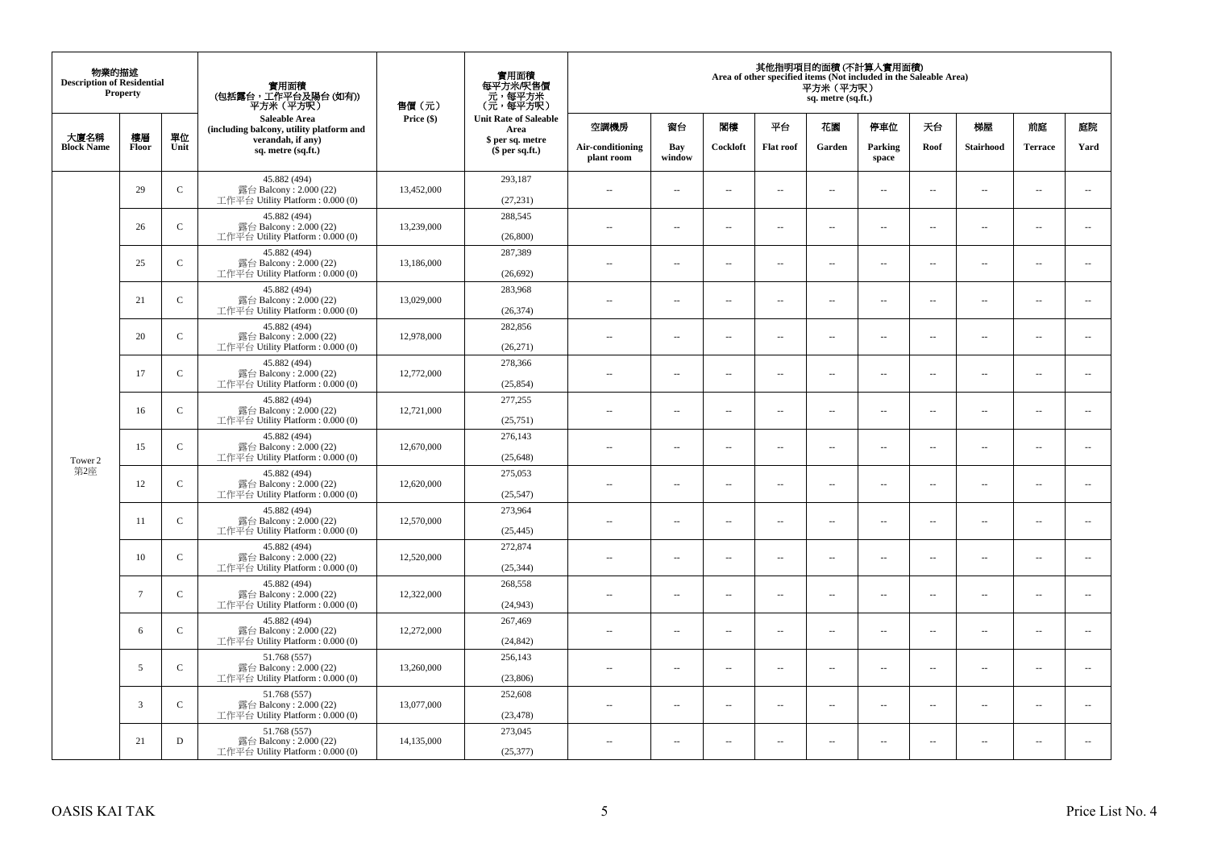| 物業的描述 Description of Residential Property | | | 實用面積 (包括露台，工作平台及陽台 (如有)) 平方米（平方呎） Saleable Area (including balcony, utility platform and verandah, if any) sq. metre (sq.ft.) | 售價（元） Price ($) | 實用面積 每平方米/呎售價 元，每平方米 (元，每平方呎) Unit Rate of Saleable Area $ per sq. metre ($ per sq.ft.) | 其他指明項目的面積 (不計算入實用面積) Area of other specified items (Not included in the Saleable Area) 平方米（平方呎） sq. metre (sq.ft.) | | | | | | | | | |
|---|---|---|---|---|---|---|---|---|---|---|---|---|---|---|---|
| 大廈名稱 Block Name | 樓層 Floor | 單位 Unit | | | | 空調機房 Air-conditioning plant room | 窗台 Bay window | 閣樓 Cockloft | 平台 Flat roof | 花園 Garden | 停車位 Parking space | 天台 Roof | 梯屋 Stairhood | 前庭 Terrace | 庭院 Yard |
| Tower 2 第2座 | 29 | C | 45.882 (494) 露台 Balcony : 2.000 (22) 工作平台 Utility Platform : 0.000 (0) | 13,452,000 | 293,187 (27,231) | -- | -- | -- | -- | -- | -- | -- | -- | -- | -- |
| | 26 | C | 45.882 (494) 露台 Balcony : 2.000 (22) 工作平台 Utility Platform : 0.000 (0) | 13,239,000 | 288,545 (26,800) | -- | -- | -- | -- | -- | -- | -- | -- | -- | -- |
| | 25 | C | 45.882 (494) 露台 Balcony : 2.000 (22) 工作平台 Utility Platform : 0.000 (0) | 13,186,000 | 287,389 (26,692) | -- | -- | -- | -- | -- | -- | -- | -- | -- | -- |
| | 21 | C | 45.882 (494) 露台 Balcony : 2.000 (22) 工作平台 Utility Platform : 0.000 (0) | 13,029,000 | 283,968 (26,374) | -- | -- | -- | -- | -- | -- | -- | -- | -- | -- |
| | 20 | C | 45.882 (494) 露台 Balcony : 2.000 (22) 工作平台 Utility Platform : 0.000 (0) | 12,978,000 | 282,856 (26,271) | -- | -- | -- | -- | -- | -- | -- | -- | -- | -- |
| | 17 | C | 45.882 (494) 露台 Balcony : 2.000 (22) 工作平台 Utility Platform : 0.000 (0) | 12,772,000 | 278,366 (25,854) | -- | -- | -- | -- | -- | -- | -- | -- | -- | -- |
| | 16 | C | 45.882 (494) 露台 Balcony : 2.000 (22) 工作平台 Utility Platform : 0.000 (0) | 12,721,000 | 277,255 (25,751) | -- | -- | -- | -- | -- | -- | -- | -- | -- | -- |
| | 15 | C | 45.882 (494) 露台 Balcony : 2.000 (22) 工作平台 Utility Platform : 0.000 (0) | 12,670,000 | 276,143 (25,648) | -- | -- | -- | -- | -- | -- | -- | -- | -- | -- |
| | 12 | C | 45.882 (494) 露台 Balcony : 2.000 (22) 工作平台 Utility Platform : 0.000 (0) | 12,620,000 | 275,053 (25,547) | -- | -- | -- | -- | -- | -- | -- | -- | -- | -- |
| | 11 | C | 45.882 (494) 露台 Balcony : 2.000 (22) 工作平台 Utility Platform : 0.000 (0) | 12,570,000 | 273,964 (25,445) | -- | -- | -- | -- | -- | -- | -- | -- | -- | -- |
| | 10 | C | 45.882 (494) 露台 Balcony : 2.000 (22) 工作平台 Utility Platform : 0.000 (0) | 12,520,000 | 272,874 (25,344) | -- | -- | -- | -- | -- | -- | -- | -- | -- | -- |
| | 7 | C | 45.882 (494) 露台 Balcony : 2.000 (22) 工作平台 Utility Platform : 0.000 (0) | 12,322,000 | 268,558 (24,943) | -- | -- | -- | -- | -- | -- | -- | -- | -- | -- |
| | 6 | C | 45.882 (494) 露台 Balcony : 2.000 (22) 工作平台 Utility Platform : 0.000 (0) | 12,272,000 | 267,469 (24,842) | -- | -- | -- | -- | -- | -- | -- | -- | -- | -- |
| | 5 | C | 51.768 (557) 露台 Balcony : 2.000 (22) 工作平台 Utility Platform : 0.000 (0) | 13,260,000 | 256,143 (23,806) | -- | -- | -- | -- | -- | -- | -- | -- | -- | -- |
| | 3 | C | 51.768 (557) 露台 Balcony : 2.000 (22) 工作平台 Utility Platform : 0.000 (0) | 13,077,000 | 252,608 (23,478) | -- | -- | -- | -- | -- | -- | -- | -- | -- | -- |
| | 21 | D | 51.768 (557) 露台 Balcony : 2.000 (22) 工作平台 Utility Platform : 0.000 (0) | 14,135,000 | 273,045 (25,377) | -- | -- | -- | -- | -- | -- | -- | -- | -- | -- |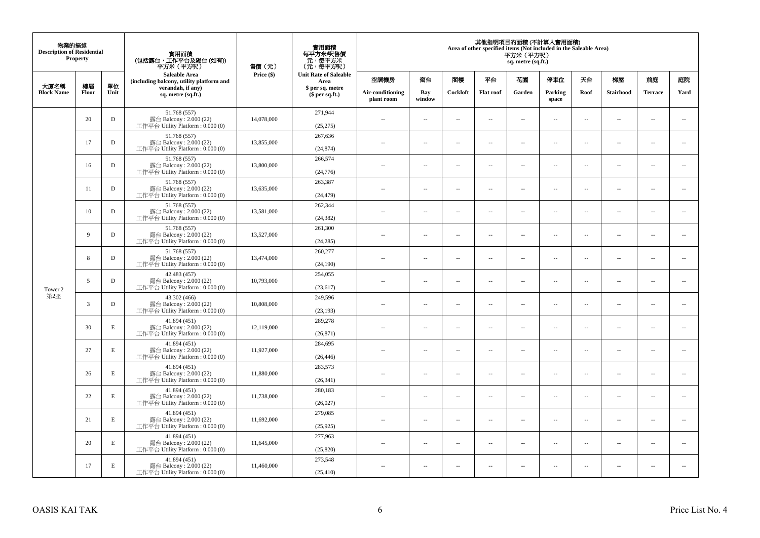| 物業的描述 Description of Residential Property | | | 實用面積 (包括露台，工作平台及陽台 (如有)) 平方米（平方呎） Saleable Area (including balcony, utility platform and verandah, if any) sq. metre (sq.ft.) | 售價（元） Price ($) | 實用面積 每平方米/呎售價 元，每平方米 (元，每平方呎) Unit Rate of Saleable Area $ per sq. metre ($ per sq.ft.) | 其他指明項目的面積 (不計算入實用面積) Area of other specified items (Not included in the Saleable Area) 平方米（平方呎） sq. metre (sq.ft.) | | | | | | | | | |
|---|---|---|---|---|---|---|---|---|---|---|---|---|---|---|---|
| 大廈名稱 Block Name | 樓層 Floor | 單位 Unit | | | | 空調機房 Air-conditioning plant room | 窗台 Bay window | 閣樓 Cockloft | 平台 Flat roof | 花園 Garden | 停車位 Parking space | 天台 Roof | 梯屋 Stairhood | 前庭 Terrace | 庭院 Yard |
| Tower 2 第2座 | 20 | D | 51.768 (557) 露台 Balcony : 2.000 (22) 工作平台 Utility Platform : 0.000 (0) | 14,078,000 | 271,944 (25,275) | -- | -- | -- | -- | -- | -- | -- | -- | -- | -- |
| | 17 | D | 51.768 (557) 露台 Balcony : 2.000 (22) 工作平台 Utility Platform : 0.000 (0) | 13,855,000 | 267,636 (24,874) | -- | -- | -- | -- | -- | -- | -- | -- | -- | -- |
| | 16 | D | 51.768 (557) 露台 Balcony : 2.000 (22) 工作平台 Utility Platform : 0.000 (0) | 13,800,000 | 266,574 (24,776) | -- | -- | -- | -- | -- | -- | -- | -- | -- | -- |
| | 11 | D | 51.768 (557) 露台 Balcony : 2.000 (22) 工作平台 Utility Platform : 0.000 (0) | 13,635,000 | 263,387 (24,479) | -- | -- | -- | -- | -- | -- | -- | -- | -- | -- |
| | 10 | D | 51.768 (557) 露台 Balcony : 2.000 (22) 工作平台 Utility Platform : 0.000 (0) | 13,581,000 | 262,344 (24,382) | -- | -- | -- | -- | -- | -- | -- | -- | -- | -- |
| | 9 | D | 51.768 (557) 露台 Balcony : 2.000 (22) 工作平台 Utility Platform : 0.000 (0) | 13,527,000 | 261,300 (24,285) | -- | -- | -- | -- | -- | -- | -- | -- | -- | -- |
| | 8 | D | 51.768 (557) 露台 Balcony : 2.000 (22) 工作平台 Utility Platform : 0.000 (0) | 13,474,000 | 260,277 (24,190) | -- | -- | -- | -- | -- | -- | -- | -- | -- | -- |
| | 5 | D | 42.483 (457) 露台 Balcony : 2.000 (22) 工作平台 Utility Platform : 0.000 (0) | 10,793,000 | 254,055 (23,617) | -- | -- | -- | -- | -- | -- | -- | -- | -- | -- |
| | 3 | D | 43.302 (466) 露台 Balcony : 2.000 (22) 工作平台 Utility Platform : 0.000 (0) | 10,808,000 | 249,596 (23,193) | -- | -- | -- | -- | -- | -- | -- | -- | -- | -- |
| | 30 | E | 41.894 (451) 露台 Balcony : 2.000 (22) 工作平台 Utility Platform : 0.000 (0) | 12,119,000 | 289,278 (26,871) | -- | -- | -- | -- | -- | -- | -- | -- | -- | -- |
| | 27 | E | 41.894 (451) 露台 Balcony : 2.000 (22) 工作平台 Utility Platform : 0.000 (0) | 11,927,000 | 284,695 (26,446) | -- | -- | -- | -- | -- | -- | -- | -- | -- | -- |
| | 26 | E | 41.894 (451) 露台 Balcony : 2.000 (22) 工作平台 Utility Platform : 0.000 (0) | 11,880,000 | 283,573 (26,341) | -- | -- | -- | -- | -- | -- | -- | -- | -- | -- |
| | 22 | E | 41.894 (451) 露台 Balcony : 2.000 (22) 工作平台 Utility Platform : 0.000 (0) | 11,738,000 | 280,183 (26,027) | -- | -- | -- | -- | -- | -- | -- | -- | -- | -- |
| | 21 | E | 41.894 (451) 露台 Balcony : 2.000 (22) 工作平台 Utility Platform : 0.000 (0) | 11,692,000 | 279,085 (25,925) | -- | -- | -- | -- | -- | -- | -- | -- | -- | -- |
| | 20 | E | 41.894 (451) 露台 Balcony : 2.000 (22) 工作平台 Utility Platform : 0.000 (0) | 11,645,000 | 277,963 (25,820) | -- | -- | -- | -- | -- | -- | -- | -- | -- | -- |
| | 17 | E | 41.894 (451) 露台 Balcony : 2.000 (22) 工作平台 Utility Platform : 0.000 (0) | 11,460,000 | 273,548 (25,410) | -- | -- | -- | -- | -- | -- | -- | -- | -- | -- |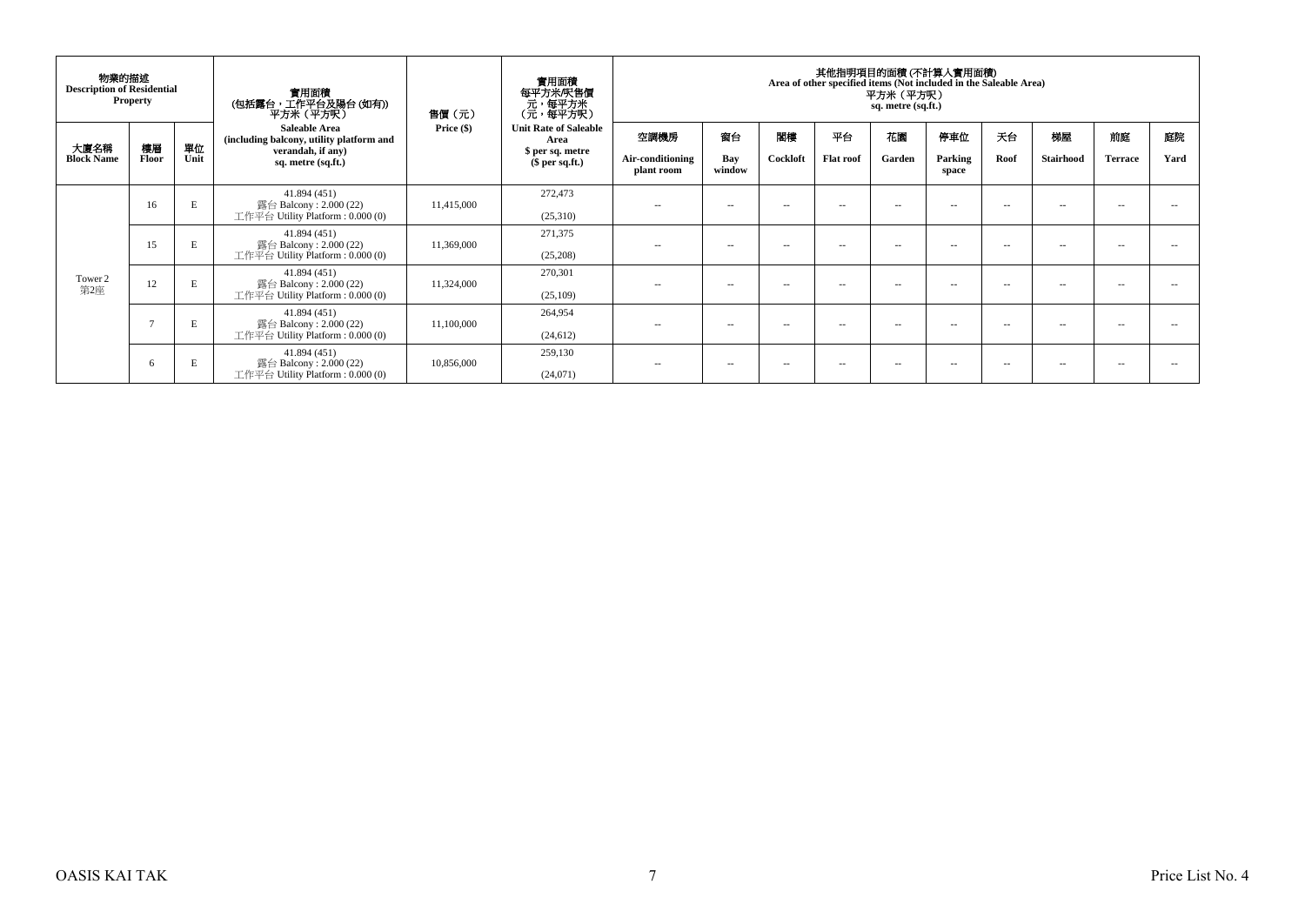| 物業的描述 Description of Residential Property | | | 實用面積 (包括露台，工作平台及陽台 (如有)) 平方米（平方呎） | 售價（元） | 實用面積 每平方米/呎售價 元，每平方米 (元，每平方呎) | 其他指明項目的面積 (不計算入實用面積) Area of other specified items (Not included in the Saleable Area) 平方米（平方呎） sq. metre (sq.ft.) | | | | | | | | | |
|---|---|---|---|---|---|---|---|---|---|---|---|---|---|---|---|
| 大廈名稱 Block Name | 樓層 Floor | 單位 Unit | Saleable Area (including balcony, utility platform and verandah, if any) sq. metre (sq.ft.) | Price ($) | Unit Rate of Saleable Area $ per sq. metre ($ per sq.ft.) | 空調機房 Air-conditioning plant room | 窗台 Bay window | 閣樓 Cockloft | 平台 Flat roof | 花園 Garden | 停車位 Parking space | 天台 Roof | 梯屋 Stairhood | 前庭 Terrace | 庭院 Yard |
| Tower 2 第2座 | 16 | E | 41.894 (451) 露台 Balcony : 2.000 (22) 工作平台 Utility Platform : 0.000 (0) | 11,415,000 | 272,473 (25,310) | -- | -- | -- | -- | -- | -- | -- | -- | -- | -- |
| | 15 | E | 41.894 (451) 露台 Balcony : 2.000 (22) 工作平台 Utility Platform : 0.000 (0) | 11,369,000 | 271,375 (25,208) | -- | -- | -- | -- | -- | -- | -- | -- | -- | -- |
| | 12 | E | 41.894 (451) 露台 Balcony : 2.000 (22) 工作平台 Utility Platform : 0.000 (0) | 11,324,000 | 270,301 (25,109) | -- | -- | -- | -- | -- | -- | -- | -- | -- | -- |
| | 7 | E | 41.894 (451) 露台 Balcony : 2.000 (22) 工作平台 Utility Platform : 0.000 (0) | 11,100,000 | 264,954 (24,612) | -- | -- | -- | -- | -- | -- | -- | -- | -- | -- |
| | 6 | E | 41.894 (451) 露台 Balcony : 2.000 (22) 工作平台 Utility Platform : 0.000 (0) | 10,856,000 | 259,130 (24,071) | -- | -- | -- | -- | -- | -- | -- | -- | -- | -- |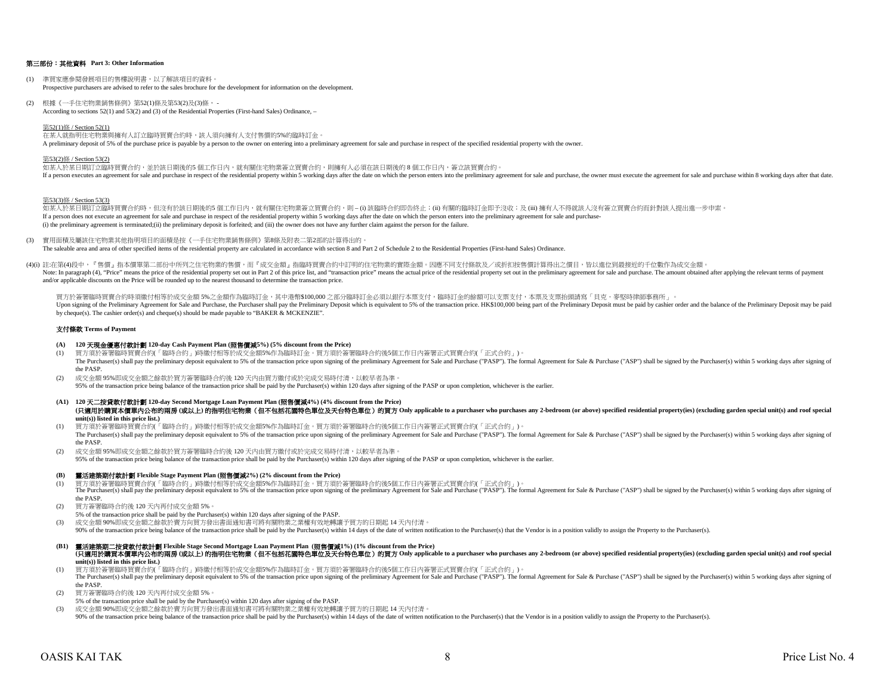## 第三部份：其他資料 Part 3: Other Information

(1) 準買家應參閱發展項目的售樓說明書，以了解該項目的資料。
Prospective purchasers are advised to refer to the sales brochure for the development for information on the development.

(2) 根據《一手住宅物業銷售條例》第52(1)條及第53(2)及(3)條， -
According to sections 52(1) and 53(2) and (3) of the Residential Properties (First-hand Sales) Ordinance, –

第52(1)條 / Section 52(1)
在某人就指明住宅物業與擁有人訂立臨時買賣合約時，該人須向擁有人支付售價的5%的臨時訂金。
A preliminary deposit of 5% of the purchase price is payable by a person to the owner on entering into a preliminary agreement for sale and purchase in respect of the specified residential property with the owner.

第53(2)條 / Section 53(2)
如某人於某日期訂立臨時買賣合約，並於該日期後的5 個工作日內，就有關住宅物業簽立買賣合約，則擁有人必須在該日期後的 8 個工作日內，簽立該買賣合約。
If a person executes an agreement for sale and purchase in respect of the residential property within 5 working days after the date on which the person enters into the preliminary agreement for sale and purchase, the owner must execute the agreement for sale and purchase within 8 working days after that date.

第53(3)條 / Section 53(3)
如某人於某日期訂立臨時買賣合約時，但沒有於該日期後的5 個工作日內，就有關住宅物業簽立買賣合約，則 – (i) 該臨時合約即告終止；(ii) 有關的臨時訂金即予沒收；及 (iii) 擁有人不得就該人沒有簽立買賣合約而針對該人提出進一步申索。
If a person does not execute an agreement for sale and purchase in respect of the residential property within 5 working days after the date on which the person enters into the preliminary agreement for sale and purchase-
(i) the preliminary agreement is terminated;(ii) the preliminary deposit is forfeited; and (iii) the owner does not have any further claim against the person for the failure.

(3) 實用面積及屬該住宅物業其他指明項目的面積是按《一手住宅物業銷售條例》第8條及附表二第2部的計算得出的。
The saleable area and area of other specified items of the residential property are calculated in accordance with section 8 and Part 2 of Schedule 2 to the Residential Properties (First-hand Sales) Ordinance.

(4)(i) 註:在第(4)段中，『售價』指本價單第二部份中所列之住宅物業的售價，而『成交金額』指臨時買賣合約中訂明的住宅物業的實際金額。因應不同支付條款及／或折扣按售價計算得出之價目，皆以進位到最接近的千位數作為成交金額。
Note: In paragraph (4), "Price" means the price of the residential property set out in Part 2 of this price list, and "transaction price" means the actual price of the residential property set out in the preliminary agreement for sale and purchase. The amount obtained after applying the relevant terms of payment and/or applicable discounts on the Price will be rounded up to the nearest thousand to determine the transaction price.

買方於簽署臨時買賣合約時須繳付相等於成交金額 5%之金額作為臨時訂金，其中港幣$100,000 之部分臨時訂金必須以銀行本票支付，臨時訂金的餘額可以支票支付，本票及支票抬頭請寫「貝克．麥堅時律師事務所」。
Upon signing of the Preliminary Agreement for Sale and Purchase, the Purchaser shall pay the Preliminary Deposit which is equivalent to 5% of the transaction price. HK$100,000 being part of the Preliminary Deposit must be paid by cashier order and the balance of the Preliminary Deposit may be paid by cheque(s). The cashier order(s) and cheque(s) should be made payable to "BAKER & MCKENZIE".

### 支付條款 Terms of Payment

**(A) 120 天現金優惠付款計劃 120-day Cash Payment Plan (照售價減5%) (5% discount from the Price)**

(1) 買方須於簽署臨時買賣合約(「臨時合約」)時繳付相等於成交金額5%作為臨時訂金。買方須於簽署臨時合約後5個工作日內簽署正式買賣合約(「正式合約」)。
The Purchaser(s) shall pay the preliminary deposit equivalent to 5% of the transaction price upon signing of the preliminary Agreement for Sale and Purchase ("PASP"). The formal Agreement for Sale & Purchase ("ASP") shall be signed by the Purchaser(s) within 5 working days after signing of the PASP.

(2) 成交金額 95%即成交金額之餘款於買方簽署臨時合約後 120 天內由買方繳付或於完成交易時付清，以較早者為準。
95% of the transaction price being balance of the transaction price shall be paid by the Purchaser(s) within 120 days after signing of the PASP or upon completion, whichever is the earlier.

**(A1) 120 天二按貸款付款計劃 120-day Second Mortgage Loan Payment Plan (照售價減4%) (4% discount from the Price)**
**(只適用於購買本價單內公布的兩房 (或以上) 的指明住宅物業（但不包括花園特色單位及天台特色單位）的買方 Only applicable to a purchaser who purchases any 2-bedroom (or above) specified residential property(ies) (excluding garden special unit(s) and roof special unit(s)) listed in this price list.)**

(1) 買方須於簽署臨時買賣合約(「臨時合約」)時繳付相等於成交金額5%作為臨時訂金。買方須於簽署臨時合約後5個工作日內簽署正式買賣合約(「正式合約」)。
The Purchaser(s) shall pay the preliminary deposit equivalent to 5% of the transaction price upon signing of the preliminary Agreement for Sale and Purchase ("PASP"). The formal Agreement for Sale & Purchase ("ASP") shall be signed by the Purchaser(s) within 5 working days after signing of the PASP.

(2) 成交金額 95%即成交金額之餘款於買方簽署臨時合約後 120 天內由買方繳付或於完成交易時付清，以較早者為準。
95% of the transaction price being balance of the transaction price shall be paid by the Purchaser(s) within 120 days after signing of the PASP or upon completion, whichever is the earlier.

**(B) 靈活建築期付款計劃 Flexible Stage Payment Plan (照售價減2%) (2% discount from the Price)**

(1) 買方須於簽署臨時買賣合約(「臨時合約」)時繳付相等於成交金額5%作為臨時訂金。買方須於簽署臨時合約後5個工作日內簽署正式買賣合約(「正式合約」)。
The Purchaser(s) shall pay the preliminary deposit equivalent to 5% of the transaction price upon signing of the preliminary Agreement for Sale and Purchase ("PASP"). The formal Agreement for Sale & Purchase ("ASP") shall be signed by the Purchaser(s) within 5 working days after signing of the PASP.

(2) 買方簽署臨時合約後 120 天內再付成交金額 5%。
5% of the transaction price shall be paid by the Purchaser(s) within 120 days after signing of the PASP.

(3) 成交金額 90%即成交金額之餘款於賣方向買方發出書面通知書可將有關物業之業權有效地轉讓予買方的日期起 14 天內付清。
90% of the transaction price being balance of the transaction price shall be paid by the Purchaser(s) within 14 days of the date of written notification to the Purchaser(s) that the Vendor is in a position validly to assign the Property to the Purchaser(s).

**(B1) 靈活建築期二按貸款付款計劃 Flexible Stage Second Mortgage Loan Payment Plan (照售價減1%) (1% discount from the Price)**
**(只適用於購買本價單內公布的兩房 (或以上) 的指明住宅物業（但不包括花園特色單位及天台特色單位）的買方 Only applicable to a purchaser who purchases any 2-bedroom (or above) specified residential property(ies) (excluding garden special unit(s) and roof special unit(s)) listed in this price list.)**

(1) 買方須於簽署臨時買賣合約(「臨時合約」)時繳付相等於成交金額5%作為臨時訂金。買方須於簽署臨時合約後5個工作日內簽署正式買賣合約(「正式合約」)。
The Purchaser(s) shall pay the preliminary deposit equivalent to 5% of the transaction price upon signing of the preliminary Agreement for Sale and Purchase ("PASP"). The formal Agreement for Sale & Purchase ("ASP") shall be signed by the Purchaser(s) within 5 working days after signing of the PASP.

(2) 買方簽署臨時合約後 120 天內再付成交金額 5%。
5% of the transaction price shall be paid by the Purchaser(s) within 120 days after signing of the PASP.

(3) 成交金額 90%即成交金額之餘款於賣方向買方發出書面通知書可將有關物業之業權有效地轉讓予買方的日期起 14 天內付清。
90% of the transaction price being balance of the transaction price shall be paid by the Purchaser(s) within 14 days of the date of written notification to the Purchaser(s) that the Vendor is in a position validly to assign the Property to the Purchaser(s).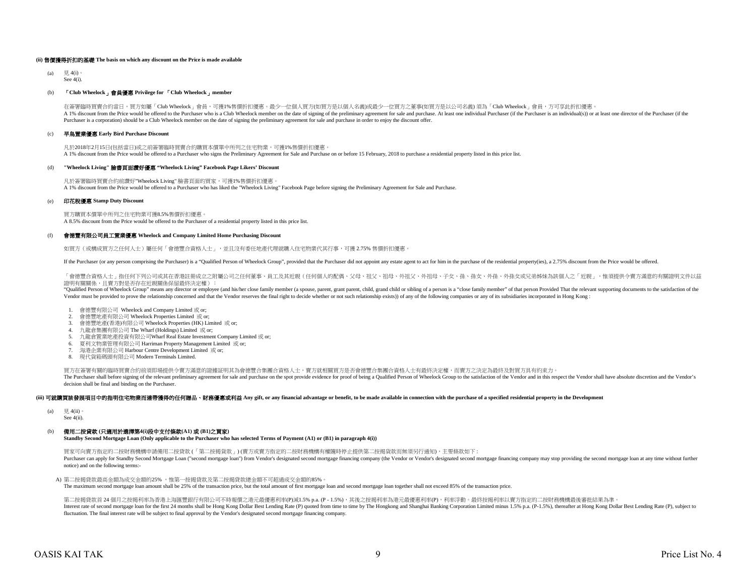**(ii) 售價獲得折扣的基礎 The basis on which any discount on the Price is made available**

(a) 見 4(i)。
See 4(i).

(b) **「Club Wheelock」會員優惠 Privilege for 「Club Wheelock」member**

在簽署臨時買賣合約當日，買方如屬「Club Wheelock」會員，可獲1%售價折扣優惠。最少一位個人買方(如買方是以個人名義)或最少一位買方之董事(如買方是以公司名義) 須為「Club Wheelock」會員，方可享此折扣優惠。
A 1% discount from the Price would be offered to the Purchaser who is a Club Wheelock member on the date of signing of the preliminary agreement for sale and purchase. At least one individual Purchaser (if the Purchaser is an individual(s)) or at least one director of the Purchaser (if the Purchaser is a corporation) should be a Club Wheelock member on the date of signing the preliminary agreement for sale and purchase in order to enjoy the discount offer.

(c) **早鳥置業優惠 Early Bird Purchase Discount**

凡於2018年2月15日(包括當日)或之前簽署臨時買賣合約購買本價單中所列之住宅物業，可獲1%售價折扣優惠。
A 1% discount from the Price would be offered to a Purchaser who signs the Preliminary Agreement for Sale and Purchase on or before 15 February, 2018 to purchase a residential property listed in this price list.

(d) **"Wheelock Living" 臉書頁面讚好優惠 "Wheelock Living" Facebook Page Likers' Discount**

凡於簽署臨時買賣合約前讚好"Wheelock Living" 臉書頁面的買家，可獲1%售價折扣優惠。
A 1% discount from the Price would be offered to a Purchaser who has liked the "Wheelock Living" Facebook Page before signing the Preliminary Agreement for Sale and Purchase.

(e) **印花稅優惠 Stamp Duty Discount**

買方購買本價單中所列之住宅物業可獲8.5%售價折扣優惠。
A 8.5% discount from the Price would be offered to the Purchaser of a residential property listed in this price list.

(f) **會德豐有限公司員工置業優惠 Wheelock and Company Limited Home Purchasing Discount**

如買方（或構成買方之任何人士）屬任何「會德豐合資格人士」，並且沒有委任地產代理就購入住宅物業代其行事，可獲 2.75% 售價折扣優惠。

If the Purchaser (or any person comprising the Purchaser) is a "Qualified Person of Wheelock Group", provided that the Purchaser did not appoint any estate agent to act for him in the purchase of the residential property(ies), a 2.75% discount from the Price would be offered.

「會德豐合資格人士」指任何下列公司或其在香港註冊成立之附屬公司之任何董事、員工及其近親（任何個人的配偶、父母、祖父、祖母、外祖父、外祖母、子女、孫、孫女、外孫、外孫女或兄弟姊妹為該個人之「近親」，惟須提供令賣方滿意的有關證明文件以茲證明有關關係，且賣方對是否存在近親關係保留最終決定權）：
"Qualified Person of Wheelock Group" means any director or employee (and his/her close family member (a spouse, parent, grant parent, child, grand child or sibling of a person is a "close family member" of that person Provided That the relevant supporting documents to the satisfaction of the Vendor must be provided to prove the relationship concerned and that the Vendor reserves the final right to decide whether or not such relationship exists)) of any of the following companies or any of its subsidiaries incorporated in Hong Kong :

1. 會德豐有限公司 Wheelock and Company Limited 或 or;
2. 會德豐地產有限公司 Wheelock Properties Limited 或 or;
3. 會德豐地產(香港)有限公司 Wheelock Properties (HK) Limited 或 or;
4. 九龍倉集團有限公司 The Wharf (Holdings) Limited 或 or;
5. 九龍倉置業地產投資有限公司Wharf Real Estate Investment Company Limited 或 or;
6. 夏利文物業管理有限公司 Harriman Property Management Limited 或 or;
7. 海港企業有限公司 Harbour Centre Development Limited 或 or;
8. 現代貨箱碼頭有限公司 Modern Terminals Limited.

買方在簽署有關的臨時買賣合約前須即場提供令賣方滿意的證據証明其為會德豐合集團合資格人士，賣方就相關買方是否會德豐合集團合資格人士有最終決定權，而賣方之決定為最終及對買方具有約束力。
The Purchaser shall before signing of the relevant preliminary agreement for sale and purchase on the spot provide evidence for proof of being a Qualified Person of Wheelock Group to the satisfaction of the Vendor and in this respect the Vendor shall have absolute discretion and the Vendor's decision shall be final and binding on the Purchaser.

**(iii) 可就購買該發展項目中的指明住宅物業而連帶獲得的任何贈品、財務優惠或利益 Any gift, or any financial advantage or benefit, to be made available in connection with the purchase of a specified residential property in the Development**

(a) 見 4(ii)。
See 4(ii).

(b) **備用二按貸款 (只適用於選擇第4(i)段中支付條款(A1) 或 (B1)之買家)**
**Standby Second Mortgage Loan (Only applicable to the Purchaser who has selected Terms of Payment (A1) or (B1) in paragraph 4(i))**

買家可向賣方指定的二按財務機構申請備用二按貸款 (「第二按揭貸款」) (賣方或賣方指定的二按財務機構有權隨時停止提供第二按揭貸款而無須另行通知)，主要條款如下：
Purchaser can apply for Standby Second Mortgage Loan ("second mortgage loan") from Vendor's designated second mortgage financing company (the Vendor or Vendor's designated second mortgage financing company may stop providing the second mortgage loan at any time without further notice) and on the following terms:-

A) 第二按揭貸款最高金額為成交金額的25% ，惟第一按揭貸款及第二按揭貸款總金額不可超過成交金額的85%。
The maximum second mortgage loan amount shall be 25% of the transaction price, but the total amount of first mortgage loan and second mortgage loan together shall not exceed 85% of the transaction price.

第二按揭貸款首 24 個月之按揭利率為香港上海匯豐銀行有限公司不時報價之港元最優惠利率(P)減1.5% p.a. (P - 1.5%)，其後之按揭利率為港元最優惠利率(P)，利率浮動。最終按揭利率以賣方指定的二按財務機構最後審批結果為準。
Interest rate of second mortgage loan for the first 24 months shall be Hong Kong Dollar Best Lending Rate (P) quoted from time to time by The Hongkong and Shanghai Banking Corporation Limited minus 1.5% p.a. (P-1.5%), thereafter at Hong Kong Dollar Best Lending Rate (P), subject to fluctuation. The final interest rate will be subject to final approval by the Vendor's designated second mortgage financing company.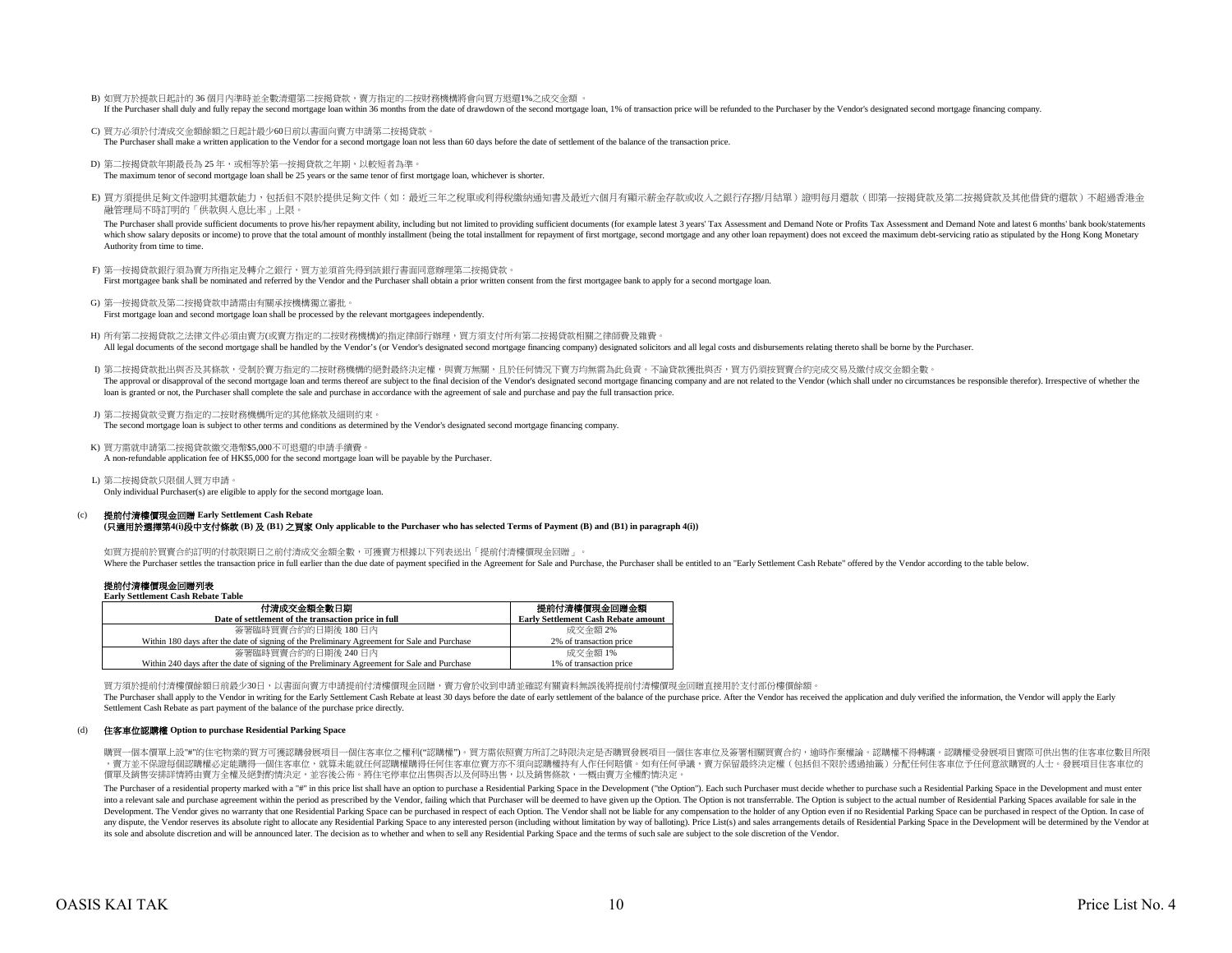B) 如買方於提款日起計的 36 個月內準時並全數清還第二按揭貸款，賣方指定的二按財務機構將會向買方退還1%之成交金額 。
If the Purchaser shall duly and fully repay the second mortgage loan within 36 months from the date of drawdown of the second mortgage loan, 1% of transaction price will be refunded to the Purchaser by the Vendor's designated second mortgage financing company.

C) 買方必須於付清成交金額餘額之日起計最少60日前以書面向賣方申請第二按揭貸款。
The Purchaser shall make a written application to the Vendor for a second mortgage loan not less than 60 days before the date of settlement of the balance of the transaction price.

D) 第二按揭貸款年期最長為 25 年，或相等於第一按揭貸款之年期，以較短者為準。
The maximum tenor of second mortgage loan shall be 25 years or the same tenor of first mortgage loan, whichever is shorter.

E) 買方須提供足夠文件證明其還款能力，包括但不限於提供足夠文件（如：最近三年之稅單或利得稅繳納通知書及最近六個月有顯示薪金存款或收入之銀行存摺/月結單）證明每月還款（即第一按揭貸款及第二按揭貸款及其他借貸的還款）不超過香港金融管理局不時訂明的「供款與入息比率」上限。

The Purchaser shall provide sufficient documents to prove his/her repayment ability, including but not limited to providing sufficient documents (for example latest 3 years' Tax Assessment and Demand Note or Profits Tax Assessment and Demand Note and latest 6 months' bank book/statements which show salary deposits or income) to prove that the total amount of monthly installment (being the total installment for repayment of first mortgage, second mortgage and any other loan repayment) does not exceed the maximum debt-servicing ratio as stipulated by the Hong Kong Monetary Authority from time to time.

F) 第一按揭貸款銀行須為賣方所指定及轉介之銀行，買方並須首先得到該銀行書面同意辦理第二按揭貸款。
First mortgagee bank shall be nominated and referred by the Vendor and the Purchaser shall obtain a prior written consent from the first mortgagee bank to apply for a second mortgage loan.

G) 第一按揭貸款及第二按揭貸款申請需由有關承按機構獨立審批。
First mortgage loan and second mortgage loan shall be processed by the relevant mortgagees independently.

H) 所有第二按揭貸款之法律文件必須由賣方(或賣方指定的二按財務機構)的指定律師行辦理，買方須支付所有第二按揭貸款相關之律師費及雜費。
All legal documents of the second mortgage shall be handled by the Vendor's (or Vendor's designated second mortgage financing company) designated solicitors and all legal costs and disbursements relating thereto shall be borne by the Purchaser.

I) 第二按揭貸款批出與否及其條款，受制於賣方指定的二按財務機構的絕對最終決定權，與賣方無關，且於任何情況下賣方均無需為此負責。不論貸款獲批與否，買方仍須按買賣合約完成交易及繳付成交金額全數。
The approval or disapproval of the second mortgage loan and terms thereof are subject to the final decision of the Vendor's designated second mortgage financing company and are not related to the Vendor (which shall under no circumstances be responsible therefor). Irrespective of whether the loan is granted or not, the Purchaser shall complete the sale and purchase in accordance with the agreement of sale and purchase and pay the full transaction price.

J) 第二按揭貸款受賣方指定的二按財務機構所定的其他條款及細則約束。
The second mortgage loan is subject to other terms and conditions as determined by the Vendor's designated second mortgage financing company.

K) 買方需就申請第二按揭貸款繳交港幣$5,000不可退還的申請手續費。
A non-refundable application fee of HK$5,000 for the second mortgage loan will be payable by the Purchaser.

L) 第二按揭貸款只限個人買方申請。
Only individual Purchaser(s) are eligible to apply for the second mortgage loan.

(c) **提前付清樓價現金回贈 Early Settlement Cash Rebate**
**(只適用於選擇第4(i)段中支付條款 (B) 及 (B1) 之買家 Only applicable to the Purchaser who has selected Terms of Payment (B) and (B1) in paragraph 4(i))**

如買方提前於買賣合約訂明的付款限期日之前付清成交金額全數，可獲賣方根據以下列表送出「提前付清樓價現金回贈」。
Where the Purchaser settles the transaction price in full earlier than the due date of payment specified in the Agreement for Sale and Purchase, the Purchaser shall be entitled to an "Early Settlement Cash Rebate" offered by the Vendor according to the table below.

**提前付清樓價現金回贈列表**
**Early Settlement Cash Rebate Table**

| 付清成交金額全數日期<br>Date of settlement of the transaction price in full | 提前付清樓價現金回贈金額<br>Early Settlement Cash Rebate amount |
|---|---|
| 簽署臨時買賣合約的日期後 180 日內<br>Within 180 days after the date of signing of the Preliminary Agreement for Sale and Purchase | 成交金額 2%<br>2% of transaction price |
| 簽署臨時買賣合約的日期後 240 日內<br>Within 240 days after the date of signing of the Preliminary Agreement for Sale and Purchase | 成交金額 1%<br>1% of transaction price |

買方須於提前付清樓價餘額日前最少30日，以書面向賣方申請提前付清樓價現金回贈，賣方會於收到申請並確認有關資料無誤後將提前付清樓價現金回贈直接用於支付部份樓價餘額。
The Purchaser shall apply to the Vendor in writing for the Early Settlement Cash Rebate at least 30 days before the date of early settlement of the balance of the purchase price. After the Vendor has received the application and duly verified the information, the Vendor will apply the Early Settlement Cash Rebate as part payment of the balance of the purchase price directly.

(d) **住客車位認購權 Option to purchase Residential Parking Space**

購買一個本價單上設"#"的住宅物業的買方可獲認購發展項目一個住客車位之權利("認購權")。買方需依照賣方所訂之時限決定是否購買發展項目一個住客車位及簽署相關買賣合約，逾時作棄權論。認購權不得轉讓。認購權受發展項目實際可供出售的住客車位數目所限，賣方並不保證每個認購權必定能購得一個住客車位，就算未能就任何認購權購得任何住客車位賣方亦不須向認購權持有人作任何賠償。如有任何爭議，賣方保留最終決定權（包括但不限於透過抽籤）分配任何住客車位予任何意欲購買的人士。發展項目住客車位的價單及銷售安排詳情將由賣方全權及絕對酌情決定，並容後公佈。將住宅停車位出售與否以及何時出售，以及銷售條款，一概由賣方全權酌情決定。

The Purchaser of a residential property marked with a "#" in this price list shall have an option to purchase a Residential Parking Space in the Development ("the Option"). Each such Purchaser must decide whether to purchase such a Residential Parking Space in the Development and must enter into a relevant sale and purchase agreement within the period as prescribed by the Vendor, failing which that Purchaser will be deemed to have given up the Option. The Option is not transferrable. The Option is subject to the actual number of Residential Parking Spaces available for sale in the Development. The Vendor gives no warranty that one Residential Parking Space can be purchased in respect of each Option. The Vendor shall not be liable for any compensation to the holder of any Option even if no Residential Parking Space can be purchased in respect of the Option. In case of any dispute, the Vendor reserves its absolute right to allocate any Residential Parking Space to any interested person (including without limitation by way of balloting). Price List(s) and sales arrangements details of Residential Parking Space in the Development will be determined by the Vendor at its sole and absolute discretion and will be announced later. The decision as to whether and when to sell any Residential Parking Space and the terms of such sale are subject to the sole discretion of the Vendor.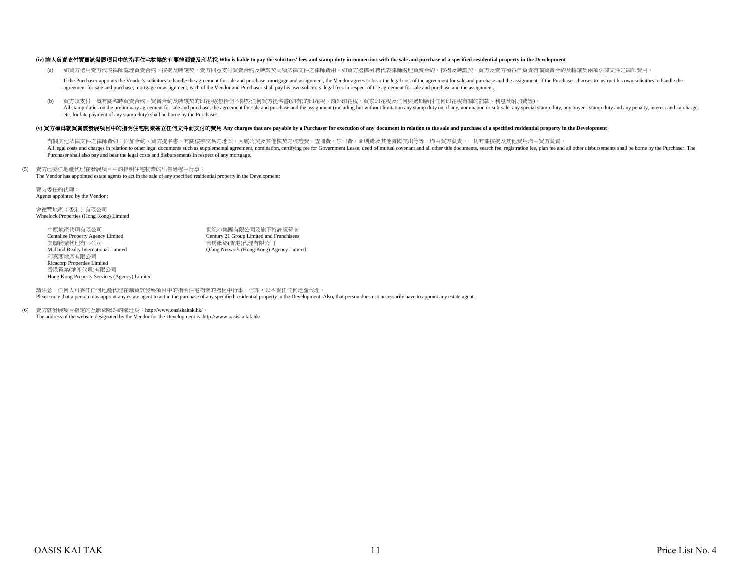**(iv) 誰人負責支付買賣該發展項目中的指明住宅物業的有關律師費及印花稅 Who is liable to pay the solicitors' fees and stamp duty in connection with the sale and purchase of a specified residential property in the Development**

(a) 如買方選用賣方代表律師處理買賣合約、按揭及轉讓契，賣方同意支付買賣合約及轉讓契兩項法律文件之律師費用。如買方選擇另聘代表律師處理買賣合約、按揭及轉讓契，買方及賣方須各自負責有關買賣合約及轉讓契兩項法律文件之律師費用。

If the Purchaser appoints the Vendor's solicitors to handle the agreement for sale and purchase, mortgage and assignment, the Vendor agrees to bear the legal cost of the agreement for sale and purchase and the assignment. If the Purchaser chooses to instruct his own solicitors to handle the agreement for sale and purchase, mortgage or assignment, each of the Vendor and Purchaser shall pay his own solicitors' legal fees in respect of the agreement for sale and purchase and the assignment.

(b) 買方須支付一概有關臨時買賣合約、買賣合約及轉讓契的印花稅(包括但不限於任何買方提名書(如有)的印花稅、額外印花稅、買家印花稅及任何與過期繳付任何印花稅有關的罰款、利息及附加費等)。
All stamp duties on the preliminary agreement for sale and purchase, the agreement for sale and purchase and the assignment (including but without limitation any stamp duty on, if any, nomination or sub-sale, any special stamp duty, any buyer's stamp duty and any penalty, interest and surcharge, etc. for late payment of any stamp duty) shall be borne by the Purchaser.

**(v) 買方須爲就買賣該發展項目中的指明住宅物業簽立任何文件而支付的費用 Any charges that are payable by a Purchaser for execution of any document in relation to the sale and purchase of a specified residential property in the Development**

有關其他法律文件之律師費如：附加合約、買方提名書、有關樓宇交易之地契、大廈公契及其他樓契之核證費、查冊費、註冊費、圖則費及其他實際支出等等，均由買方負責，一切有關按揭及其他費用均由買方負責。
All legal costs and charges in relation to other legal documents such as supplemental agreement, nomination, certifying fee for Government Lease, deed of mutual covenant and all other title documents, search fee, registration fee, plan fee and all other disbursements shall be borne by the Purchaser. The Purchaser shall also pay and bear the legal costs and disbursements in respect of any mortgage.

(5) 賣方已委任地產代理在發展項目中的指明住宅物業的出售過程中行事：
The Vendor has appointed estate agents to act in the sale of any specified residential property in the Development:

賣方委任的代理：
Agents appointed by the Vendor :

會德豐地產（香港）有限公司
Wheelock Properties (Hong Kong) Limited

中原地產代理有限公司
Centaline Property Agency Limited
美聯物業代理有限公司
Midland Realty International Limited
利嘉閣地產有限公司
Ricacorp Properties Limited
香港置業(地產代理)有限公司
Hong Kong Property Services (Agency) Limited

世紀21集團有限公司及旗下特許經營商
Century 21 Group Limited and Franchisees
云房網絡(香港)代理有限公司
Qfang Network (Hong Kong) Agency Limited

請注意：任何人可委任任何地產代理在購買該發展項目中的指明住宅物業的過程中行事，但亦可以不委任任何地產代理。
Please note that a person may appoint any estate agent to act in the purchase of any specified residential property in the Development. Also, that person does not necessarily have to appoint any estate agent.

(6) 賣方就發展項目指定的互聯網網站的網址爲：http://www.oasiskaitak.hk/。
The address of the website designated by the Vendor for the Development is: http://www.oasiskaitak.hk/ .